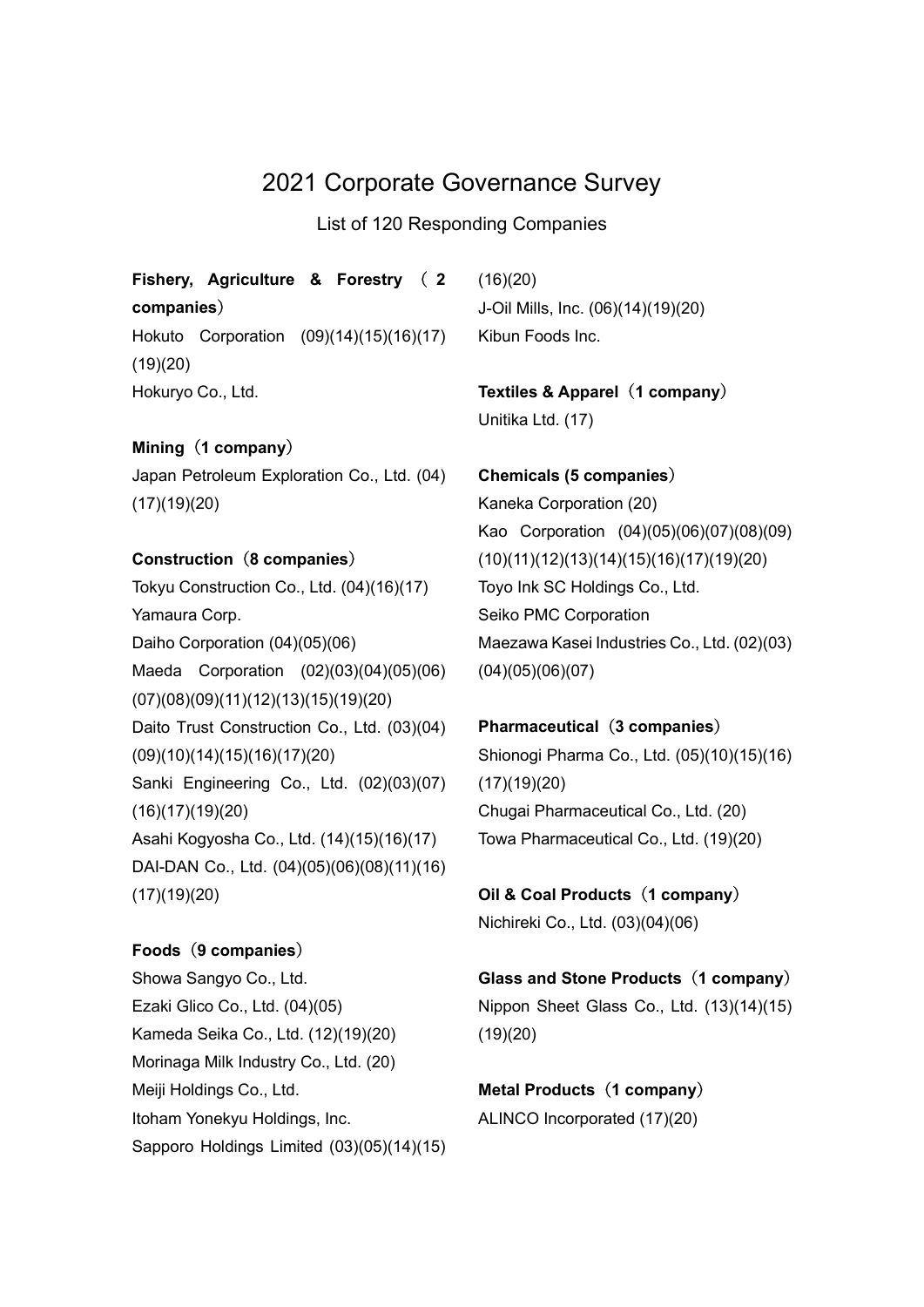# 2021 Corporate Governance Survey

List of 120 Responding Companies

**Fishery, Agriculture & Forestry（2 companies）**

Hokuto Corporation (09)(14)(15)(16)(17)(19)(20)
Hokuryo Co., Ltd.

**Mining（1 company）**

Japan Petroleum Exploration Co., Ltd. (04)(17)(19)(20)

**Construction（8 companies）**

Tokyu Construction Co., Ltd. (04)(16)(17)
Yamaura Corp.
Daiho Corporation (04)(05)(06)
Maeda Corporation (02)(03)(04)(05)(06)(07)(08)(09)(11)(12)(13)(15)(19)(20)
Daito Trust Construction Co., Ltd. (03)(04)(09)(10)(14)(15)(16)(17)(20)
Sanki Engineering Co., Ltd. (02)(03)(07)(16)(17)(19)(20)
Asahi Kogyosha Co., Ltd. (14)(15)(16)(17)
DAI-DAN Co., Ltd. (04)(05)(06)(08)(11)(16)(17)(19)(20)

**Foods（9 companies）**

Showa Sangyo Co., Ltd.
Ezaki Glico Co., Ltd. (04)(05)
Kameda Seika Co., Ltd. (12)(19)(20)
Morinaga Milk Industry Co., Ltd. (20)
Meiji Holdings Co., Ltd.
Itoham Yonekyu Holdings, Inc.
Sapporo Holdings Limited (03)(05)(14)(15)(16)(20)
J-Oil Mills, Inc. (06)(14)(19)(20)
Kibun Foods Inc.

**Textiles & Apparel（1 company）**

Unitika Ltd. (17)

**Chemicals (5 companies)**

Kaneka Corporation (20)
Kao Corporation (04)(05)(06)(07)(08)(09)(10)(11)(12)(13)(14)(15)(16)(17)(19)(20)
Toyo Ink SC Holdings Co., Ltd.
Seiko PMC Corporation
Maezawa Kasei Industries Co., Ltd. (02)(03)(04)(05)(06)(07)

**Pharmaceutical（3 companies）**

Shionogi Pharma Co., Ltd. (05)(10)(15)(16)(17)(19)(20)
Chugai Pharmaceutical Co., Ltd. (20)
Towa Pharmaceutical Co., Ltd. (19)(20)

**Oil & Coal Products（1 company）**

Nichireki Co., Ltd. (03)(04)(06)

**Glass and Stone Products（1 company）**

Nippon Sheet Glass Co., Ltd. (13)(14)(15)(19)(20)

**Metal Products（1 company）**

ALINCO Incorporated (17)(20)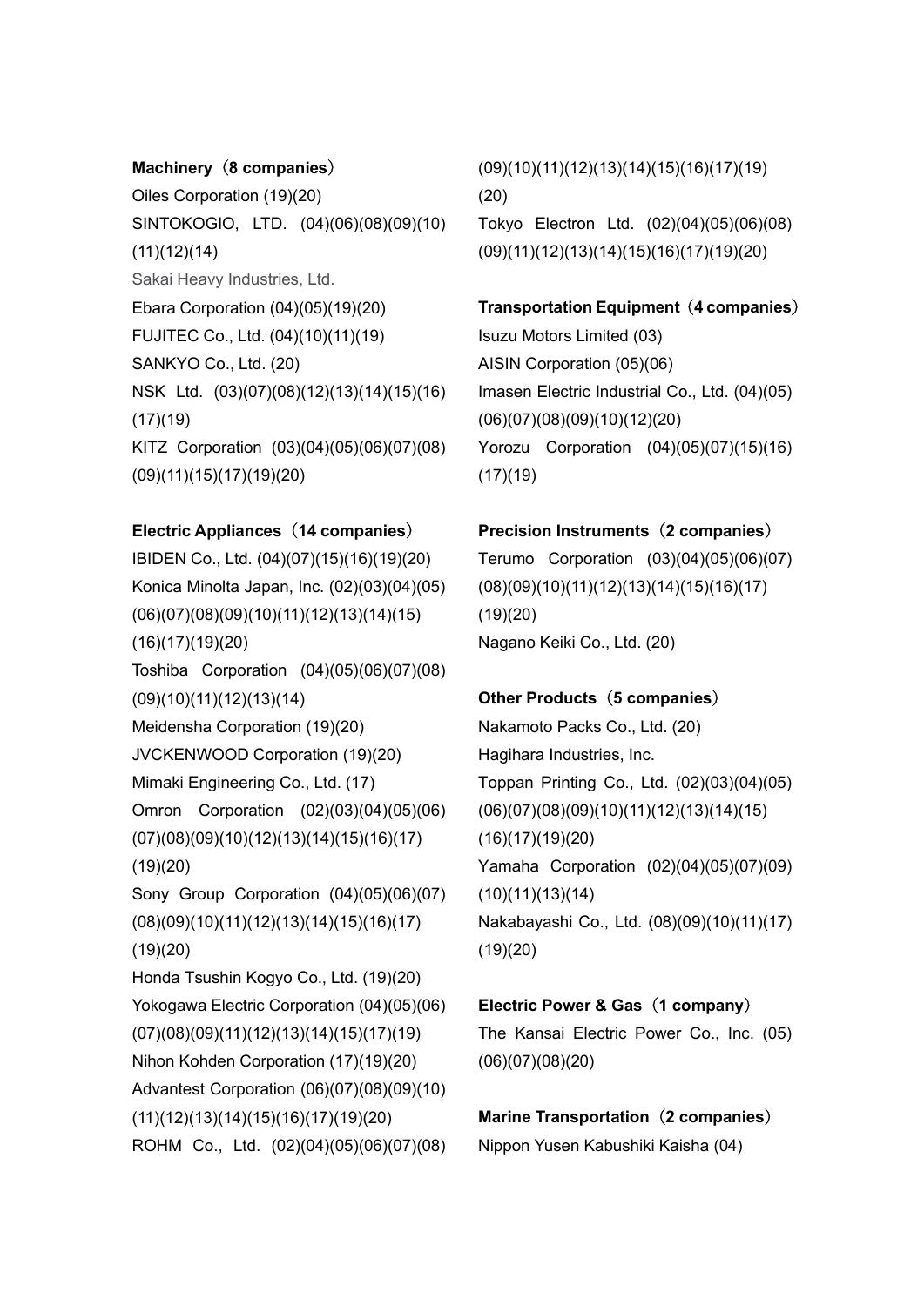**Machinery（8 companies）**

Oiles Corporation (19)(20)

SINTOKOGIO, LTD. (04)(06)(08)(09)(10)(11)(12)(14)

Sakai Heavy Industries, Ltd.

Ebara Corporation (04)(05)(19)(20)

FUJITEC Co., Ltd. (04)(10)(11)(19)

SANKYO Co., Ltd. (20)

NSK Ltd. (03)(07)(08)(12)(13)(14)(15)(16)(17)(19)

KITZ Corporation (03)(04)(05)(06)(07)(08)(09)(11)(15)(17)(19)(20)

**Electric Appliances（14 companies）**

IBIDEN Co., Ltd. (04)(07)(15)(16)(19)(20)

Konica Minolta Japan, Inc. (02)(03)(04)(05)(06)(07)(08)(09)(10)(11)(12)(13)(14)(15)(16)(17)(19)(20)

Toshiba Corporation (04)(05)(06)(07)(08)(09)(10)(11)(12)(13)(14)

Meidensha Corporation (19)(20)

JVCKENWOOD Corporation (19)(20)

Mimaki Engineering Co., Ltd. (17)

Omron Corporation (02)(03)(04)(05)(06)(07)(08)(09)(10)(12)(13)(14)(15)(16)(17)(19)(20)

Sony Group Corporation (04)(05)(06)(07)(08)(09)(10)(11)(12)(13)(14)(15)(16)(17)(19)(20)

Honda Tsushin Kogyo Co., Ltd. (19)(20)

Yokogawa Electric Corporation (04)(05)(06)(07)(08)(09)(11)(12)(13)(14)(15)(17)(19)

Nihon Kohden Corporation (17)(19)(20)

Advantest Corporation (06)(07)(08)(09)(10)(11)(12)(13)(14)(15)(16)(17)(19)(20)

ROHM Co., Ltd. (02)(04)(05)(06)(07)(08)(09)(10)(11)(12)(13)(14)(15)(16)(17)(19)(20)

Tokyo Electron Ltd. (02)(04)(05)(06)(08)(09)(11)(12)(13)(14)(15)(16)(17)(19)(20)

**Transportation Equipment（4 companies）**

Isuzu Motors Limited (03)

AISIN Corporation (05)(06)

Imasen Electric Industrial Co., Ltd. (04)(05)(06)(07)(08)(09)(10)(12)(20)

Yorozu Corporation (04)(05)(07)(15)(16)(17)(19)

**Precision Instruments（2 companies）**

Terumo Corporation (03)(04)(05)(06)(07)(08)(09)(10)(11)(12)(13)(14)(15)(16)(17)(19)(20)

Nagano Keiki Co., Ltd. (20)

**Other Products（5 companies）**

Nakamoto Packs Co., Ltd. (20)

Hagihara Industries, Inc.

Toppan Printing Co., Ltd. (02)(03)(04)(05)(06)(07)(08)(09)(10)(11)(12)(13)(14)(15)(16)(17)(19)(20)

Yamaha Corporation (02)(04)(05)(07)(09)(10)(11)(13)(14)

Nakabayashi Co., Ltd. (08)(09)(10)(11)(17)(19)(20)

**Electric Power & Gas（1 company）**

The Kansai Electric Power Co., Inc. (05)(06)(07)(08)(20)

**Marine Transportation（2 companies）**

Nippon Yusen Kabushiki Kaisha (04)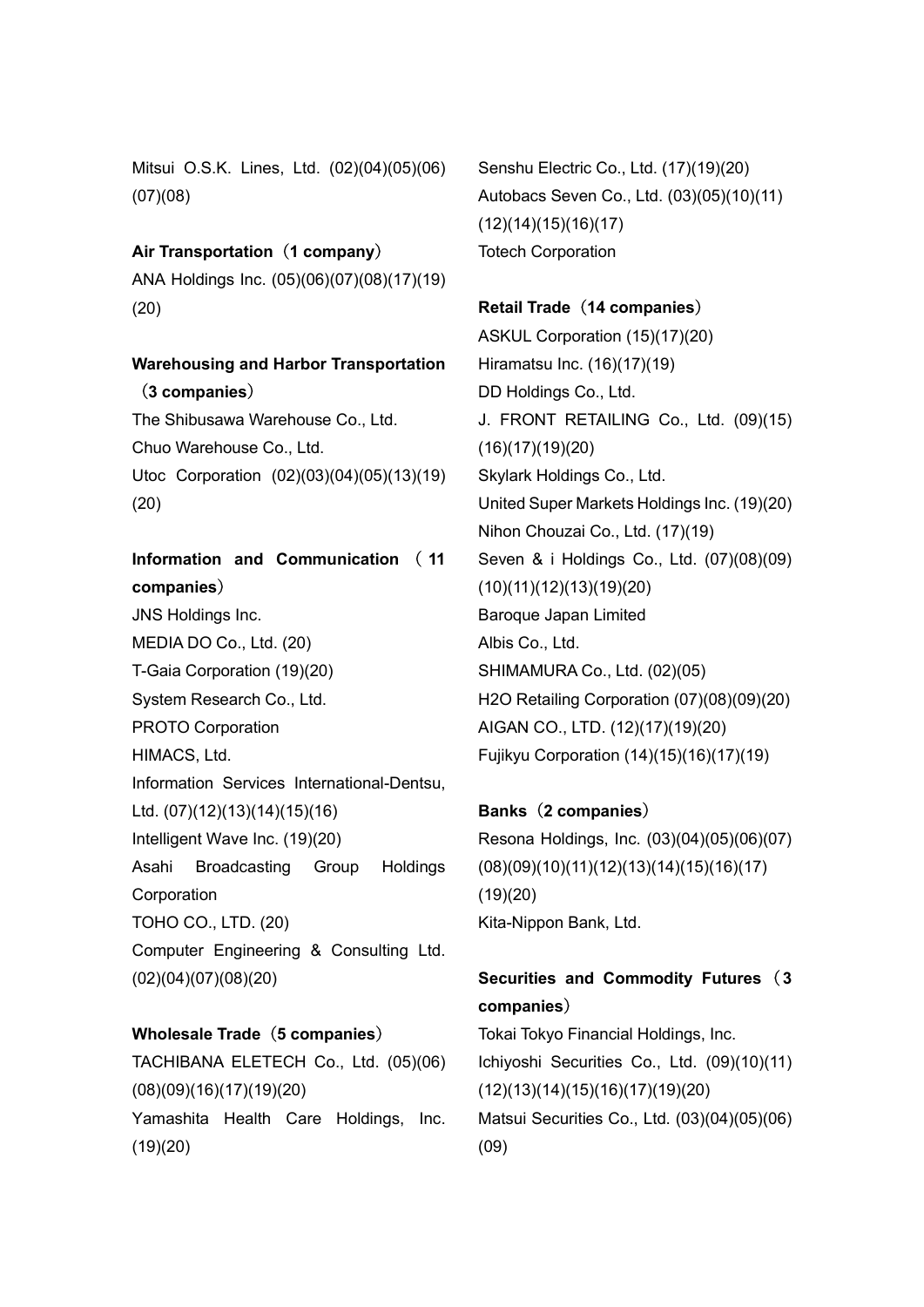Mitsui O.S.K. Lines, Ltd. (02)(04)(05)(06)(07)(08)

**Air Transportation（1 company）**

ANA Holdings Inc. (05)(06)(07)(08)(17)(19)(20)

**Warehousing and Harbor Transportation（3 companies）**

The Shibusawa Warehouse Co., Ltd.

Chuo Warehouse Co., Ltd.

Utoc Corporation (02)(03)(04)(05)(13)(19)(20)

**Information and Communication（11 companies）**

JNS Holdings Inc.

MEDIA DO Co., Ltd. (20)

T-Gaia Corporation (19)(20)

System Research Co., Ltd.

PROTO Corporation

HIMACS, Ltd.

Information Services International-Dentsu, Ltd. (07)(12)(13)(14)(15)(16)

Intelligent Wave Inc. (19)(20)

Asahi Broadcasting Group Holdings Corporation

TOHO CO., LTD. (20)

Computer Engineering & Consulting Ltd. (02)(04)(07)(08)(20)

**Wholesale Trade（5 companies）**

TACHIBANA ELETECH Co., Ltd. (05)(06)(08)(09)(16)(17)(19)(20)

Yamashita Health Care Holdings, Inc. (19)(20)

Senshu Electric Co., Ltd. (17)(19)(20)

Autobacs Seven Co., Ltd. (03)(05)(10)(11)(12)(14)(15)(16)(17)

Totech Corporation

**Retail Trade（14 companies）**

ASKUL Corporation (15)(17)(20)

Hiramatsu Inc. (16)(17)(19)

DD Holdings Co., Ltd.

J. FRONT RETAILING Co., Ltd. (09)(15)(16)(17)(19)(20)

Skylark Holdings Co., Ltd.

United Super Markets Holdings Inc. (19)(20)

Nihon Chouzai Co., Ltd. (17)(19)

Seven & i Holdings Co., Ltd. (07)(08)(09)(10)(11)(12)(13)(19)(20)

Baroque Japan Limited

Albis Co., Ltd.

SHIMAMURA Co., Ltd. (02)(05)

H2O Retailing Corporation (07)(08)(09)(20)

AIGAN CO., LTD. (12)(17)(19)(20)

Fujikyu Corporation (14)(15)(16)(17)(19)

**Banks（2 companies）**

Resona Holdings, Inc. (03)(04)(05)(06)(07)(08)(09)(10)(11)(12)(13)(14)(15)(16)(17)(19)(20)

Kita-Nippon Bank, Ltd.

**Securities and Commodity Futures（3 companies）**

Tokai Tokyo Financial Holdings, Inc.

Ichiyoshi Securities Co., Ltd. (09)(10)(11)(12)(13)(14)(15)(16)(17)(19)(20)

Matsui Securities Co., Ltd. (03)(04)(05)(06)(09)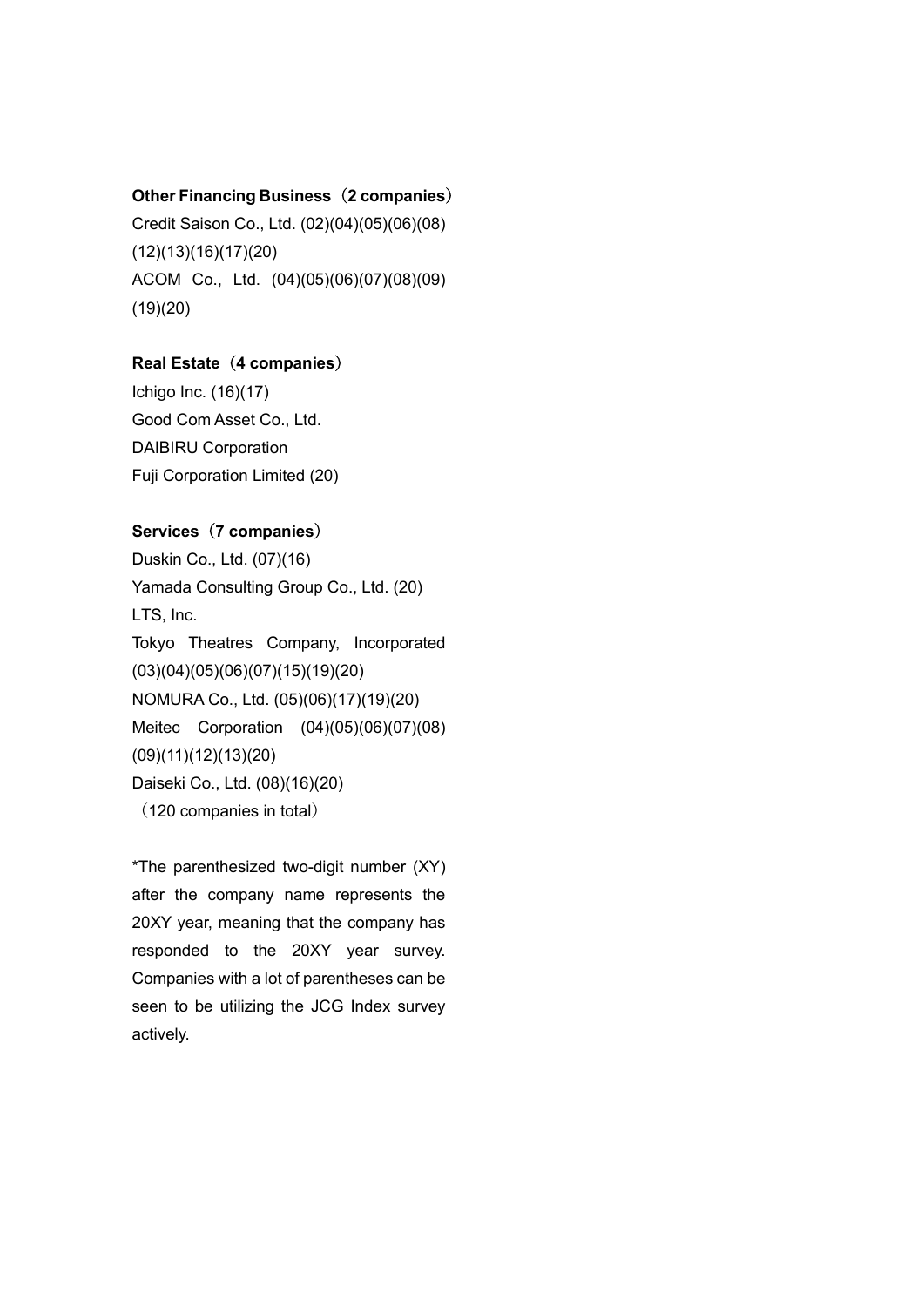**Other Financing Business（2 companies）**

Credit Saison Co., Ltd. (02)(04)(05)(06)(08)(12)(13)(16)(17)(20)

ACOM Co., Ltd. (04)(05)(06)(07)(08)(09)(19)(20)

**Real Estate（4 companies）**

Ichigo Inc. (16)(17)

Good Com Asset Co., Ltd.

DAIBIRU Corporation

Fuji Corporation Limited (20)

**Services（7 companies）**

Duskin Co., Ltd. (07)(16)

Yamada Consulting Group Co., Ltd. (20)

LTS, Inc.

Tokyo Theatres Company, Incorporated (03)(04)(05)(06)(07)(15)(19)(20)

NOMURA Co., Ltd. (05)(06)(17)(19)(20)

Meitec Corporation (04)(05)(06)(07)(08)(09)(11)(12)(13)(20)

Daiseki Co., Ltd. (08)(16)(20)

（120 companies in total）

*The parenthesized two-digit number (XY) after the company name represents the 20XY year, meaning that the company has responded to the 20XY year survey. Companies with a lot of parentheses can be seen to be utilizing the JCG Index survey actively.